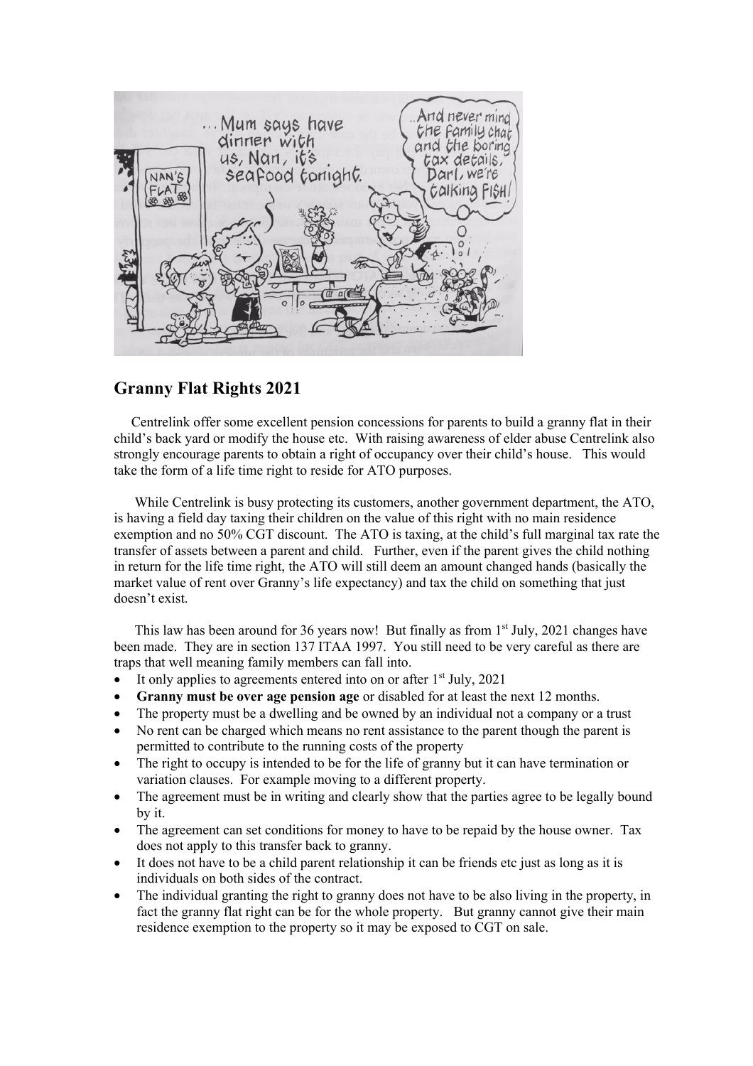## Granny Flat Rights 2021

Centrelink offer some excellent pension concessions for parents to build a granny flat in their child's back yard or modify the house etc. With raising awareness of elder abuse Centrelink also strongly encourage parents to obtain a right of occupancy over their child's house. This would take the form of a life time right to reside for ATO purposes.

While Centrelink is busy protecting its customers, another government department, the ATO, is having a field day taxing their children on the value of this right with no main residence exemption and no 50% CGT discount. The ATO is taxing, at the child's full marginal tax rate the transfer of assets between a parent and child. Further, even if the parent gives the child nothing in return for the life time right, the ATO will still deem an amount changed hands (basically the market value of rent over Granny's life expectancy) and tax the child on something that just doesn't exist.

This law has been around for 36 years now! But finally as from 1st July, 2021 changes have been made. They are in section 137 ITAA 1997. You still need to be very careful as there are traps that well meaning family members can fall into.

- It only applies to agreements entered into on or after 1st July, 2021
- **Granny must be over age pension age** or disabled for at least the next 12 months.
- The property must be a dwelling and be owned by an individual not a company or a trust
- No rent can be charged which means no rent assistance to the parent though the parent is permitted to contribute to the running costs of the property
- The right to occupy is intended to be for the life of granny but it can have termination or variation clauses. For example moving to a different property.
- The agreement must be in writing and clearly show that the parties agree to be legally bound by it.
- The agreement can set conditions for money to have to be repaid by the house owner. Tax does not apply to this transfer back to granny.
- It does not have to be a child parent relationship it can be friends etc just as long as it is individuals on both sides of the contract.
- The individual granting the right to granny does not have to be also living in the property, in fact the granny flat right can be for the whole property. But granny cannot give their main residence exemption to the property so it may be exposed to CGT on sale.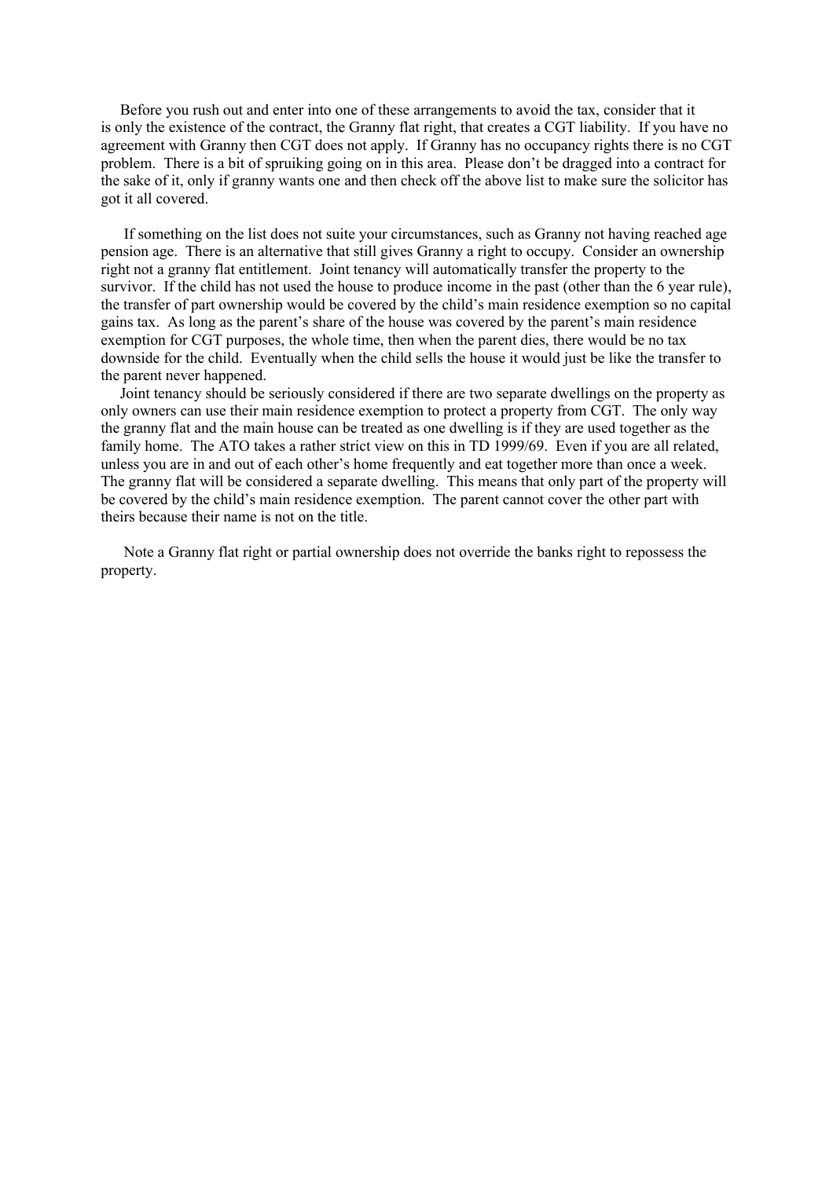Before you rush out and enter into one of these arrangements to avoid the tax, consider that it is only the existence of the contract, the Granny flat right, that creates a CGT liability. If you have no agreement with Granny then CGT does not apply. If Granny has no occupancy rights there is no CGT problem. There is a bit of spruiking going on in this area. Please don't be dragged into a contract for the sake of it, only if granny wants one and then check off the above list to make sure the solicitor has got it all covered.

If something on the list does not suite your circumstances, such as Granny not having reached age pension age. There is an alternative that still gives Granny a right to occupy. Consider an ownership right not a granny flat entitlement. Joint tenancy will automatically transfer the property to the survivor. If the child has not used the house to produce income in the past (other than the 6 year rule), the transfer of part ownership would be covered by the child's main residence exemption so no capital gains tax. As long as the parent's share of the house was covered by the parent's main residence exemption for CGT purposes, the whole time, then when the parent dies, there would be no tax downside for the child. Eventually when the child sells the house it would just be like the transfer to the parent never happened.

Joint tenancy should be seriously considered if there are two separate dwellings on the property as only owners can use their main residence exemption to protect a property from CGT. The only way the granny flat and the main house can be treated as one dwelling is if they are used together as the family home. The ATO takes a rather strict view on this in TD 1999/69. Even if you are all related, unless you are in and out of each other's home frequently and eat together more than once a week. The granny flat will be considered a separate dwelling. This means that only part of the property will be covered by the child's main residence exemption. The parent cannot cover the other part with theirs because their name is not on the title.

Note a Granny flat right or partial ownership does not override the banks right to repossess the property.